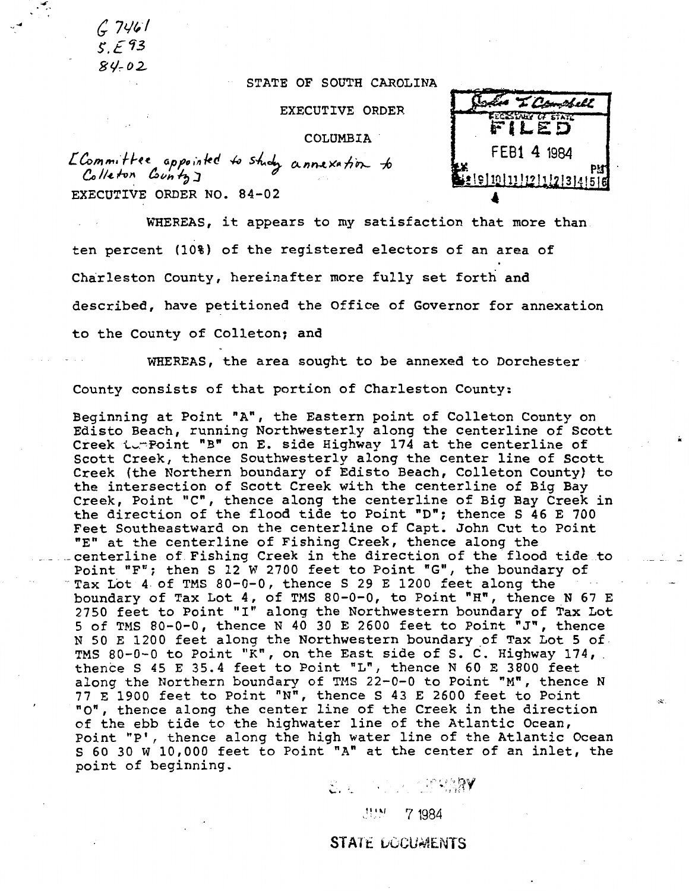G 7461
S.E93
84-02

STATE OF SOUTH CAROLINA

EXECUTIVE ORDER

COLUMBIA

[Committee appointed to study annexation to Colleton County]

FILED
FEB 14 1984

EXECUTIVE ORDER NO. 84-02

WHEREAS, it appears to my satisfaction that more than ten percent (10%) of the registered electors of an area of Charleston County, hereinafter more fully set forth and described, have petitioned the Office of Governor for annexation to the County of Colleton; and

WHEREAS, the area sought to be annexed to Dorchester County consists of that portion of Charleston County:

Beginning at Point "A", the Eastern point of Colleton County on Edisto Beach, running Northwesterly along the centerline of Scott Creek to Point "B" on E. side Highway 174 at the centerline of Scott Creek, thence Southwesterly along the center line of Scott Creek (the Northern boundary of Edisto Beach, Colleton County) to the intersection of Scott Creek with the centerline of Big Bay Creek, Point "C", thence along the centerline of Big Bay Creek in the direction of the flood tide to Point "D"; thence S 46 E 700 Feet Southeastward on the centerline of Capt. John Cut to Point "E" at the centerline of Fishing Creek, thence along the centerline of Fishing Creek in the direction of the flood tide to Point "F"; then S 12 W 2700 feet to Point "G", the boundary of Tax Lot 4 of TMS 80-0-0, thence S 29 E 1200 feet along the boundary of Tax Lot 4, of TMS 80-0-0, to Point "H", thence N 67 E 2750 feet to Point "I" along the Northwestern boundary of Tax Lot 5 of TMS 80-0-0, thence N 40 30 E 2600 feet to Point "J", thence N 50 E 1200 feet along the Northwestern boundary of Tax Lot 5 of TMS 80-0-0 to Point "K", on the East side of S. C. Highway 174, thence S 45 E 35.4 feet to Point "L", thence N 60 E 3800 feet along the Northern boundary of TMS 22-0-0 to Point "M", thence N 77 E 1900 feet to Point "N", thence S 43 E 2600 feet to Point "O", thence along the center line of the Creek in the direction of the ebb tide to the highwater line of the Atlantic Ocean, Point "P', thence along the high water line of the Atlantic Ocean S 60 30 W 10,000 feet to Point "A" at the center of an inlet, the point of beginning.

STATE LIBRARY
JUN 7 1984
STATE DOCUMENTS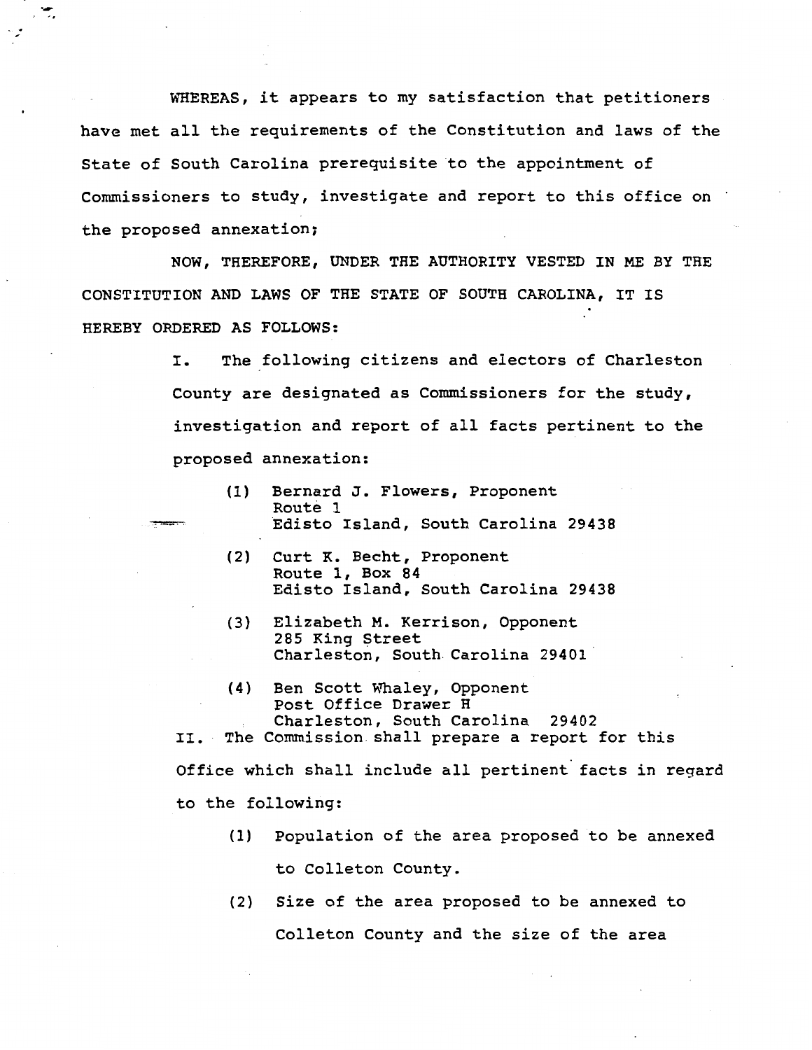WHEREAS, it appears to my satisfaction that petitioners have met all the requirements of the Constitution and laws of the State of South Carolina prerequisite to the appointment of Commissioners to study, investigate and report to this office on the proposed annexation;

NOW, THEREFORE, UNDER THE AUTHORITY VESTED IN ME BY THE CONSTITUTION AND LAWS OF THE STATE OF SOUTH CAROLINA, IT IS HEREBY ORDERED AS FOLLOWS:

I. The following citizens and electors of Charleston County are designated as Commissioners for the study, investigation and report of all facts pertinent to the proposed annexation:

(1) Bernard J. Flowers, Proponent  
Route 1  
Edisto Island, South Carolina 29438

(2) Curt K. Becht, Proponent  
Route 1, Box 84  
Edisto Island, South Carolina 29438

(3) Elizabeth M. Kerrison, Opponent  
285 King Street  
Charleston, South Carolina 29401

(4) Ben Scott Whaley, Opponent  
Post Office Drawer H  
Charleston, South Carolina 29402

II. The Commission shall prepare a report for this Office which shall include all pertinent facts in regard to the following:

(1) Population of the area proposed to be annexed to Colleton County.

(2) Size of the area proposed to be annexed to Colleton County and the size of the area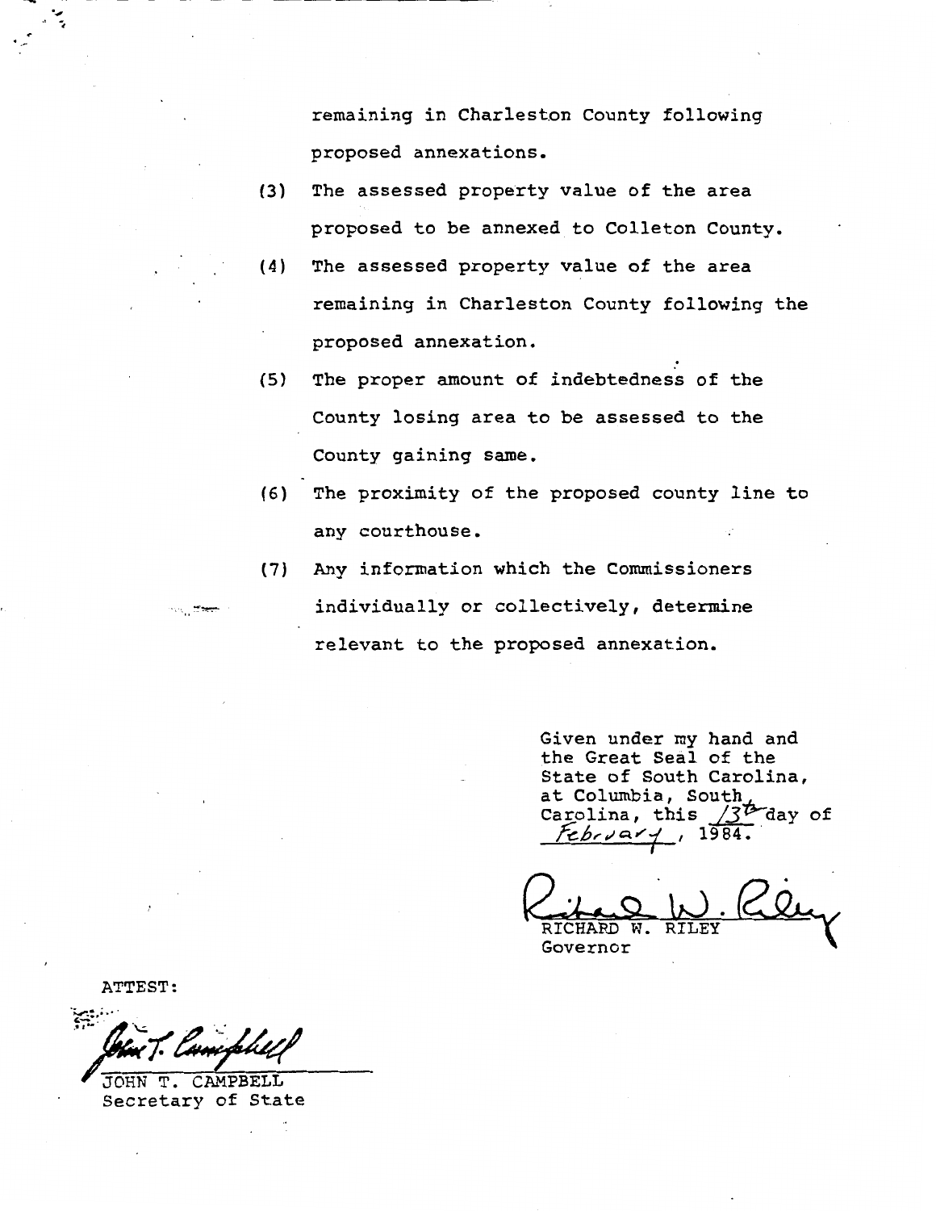remaining in Charleston County following proposed annexations.

(3) The assessed property value of the area proposed to be annexed to Colleton County.

(4) The assessed property value of the area remaining in Charleston County following the proposed annexation.

(5) The proper amount of indebtedness of the County losing area to be assessed to the County gaining same.

(6) The proximity of the proposed county line to any courthouse.

(7) Any information which the Commissioners individually or collectively, determine relevant to the proposed annexation.

Given under my hand and the Great Seal of the State of South Carolina, at Columbia, South Carolina, this 13th day of February, 1984.

RICHARD W. RILEY
Governor

ATTEST:

JOHN T. CAMPBELL
Secretary of State